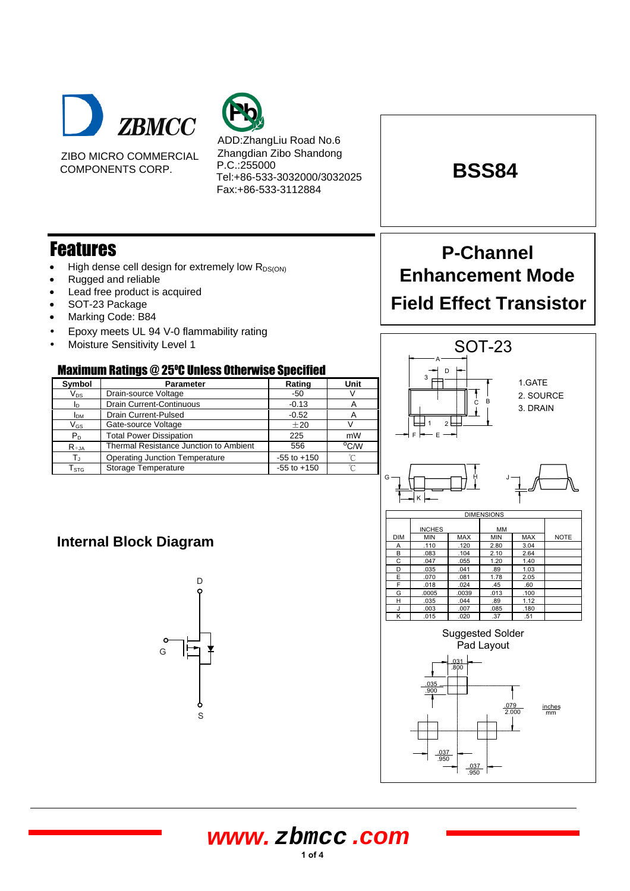ZBMCC

ZIBO MICRO COMMERCIAL COMPONENTS CORP.

ADD:ZhangLiu Road No.6 Zhangdian Zibo Shandong
P.C.:255000
Tel:+86-533-3032000/3032025
Fax:+86-533-3112884

# BSS84

## P-Channel Enhancement Mode Field Effect Transistor

## Features

- High dense cell design for extremely low $R_{DS(ON)}$
- Rugged and reliable
- Lead free product is acquired
- SOT-23 Package
- Marking Code: B84
- Epoxy meets UL 94 V-0 flammability rating
- Moisture Sensitivity Level 1

### Maximum Ratings @ 25°C Unless Otherwise Specified

| Symbol | Parameter | Rating | Unit |
|---|---|---|---|
| $V_{DS}$ | Drain-source Voltage | -50 | V |
| $I_D$ | Drain Current-Continuous | -0.13 | A |
| $I_{DM}$ | Drain Current-Pulsed | -0.52 | A |
| $V_{GS}$ | Gate-source Voltage | ±20 | V |
| $P_D$ | Total Power Dissipation | 225 | mW |
| $R_{\theta JA}$ | Thermal Resistance Junction to Ambient | 556 | °C/W |
| $T_J$ | Operating Junction Temperature | -55 to +150 | ℃ |
| $T_{STG}$ | Storage Temperature | -55 to +150 | ℃ |

## Internal Block Diagram

D

G

S

## SOT-23

1.GATE
2. SOURCE
3. DRAIN

| DIMENSIONS | | | | | |
|---|---|---|---|---|---|
| | INCHES | | MM | | |
| DIM | MIN | MAX | MIN | MAX | NOTE |
| A | .110 | .120 | 2.80 | 3.04 | |
| B | .083 | .104 | 2.10 | 2.64 | |
| C | .047 | .055 | 1.20 | 1.40 | |
| D | .035 | .041 | .89 | 1.03 | |
| E | .070 | .081 | 1.78 | 2.05 | |
| F | .018 | .024 | .45 | .60 | |
| G | .0005 | .0039 | .013 | .100 | |
| H | .035 | .044 | .89 | 1.12 | |
| J | .003 | .007 | .085 | .180 | |
| K | .015 | .020 | .37 | .51 | |

Suggested Solder Pad Layout

.031 / .800
.035 / .900
.079 / 2.000
.037 / .950
.037 / .950
inches / mm

www.zbmcc.com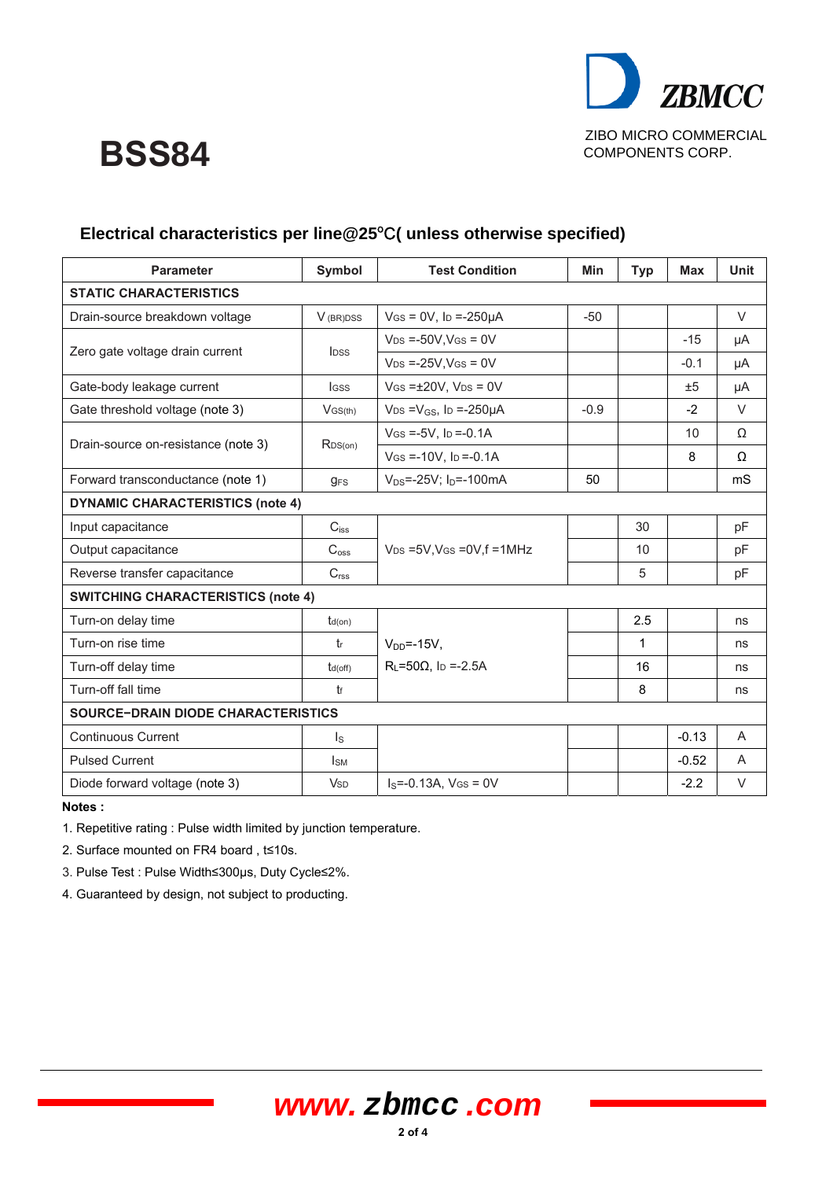# BSS84

ZIBO MICRO COMMERCIAL COMPONENTS CORP.

## Electrical characteristics per line@25°C( unless otherwise specified)

| Parameter | Symbol | Test Condition | Min | Typ | Max | Unit |
|---|---|---|---|---|---|---|
| **STATIC CHARACTERISTICS** | | | | | | |
| Drain-source breakdown voltage | $V_{(BR)DSS}$ | $V_{GS}$ = 0V, $I_D$ =-250μA | -50 | | | V |
| Zero gate voltage drain current | $I_{DSS}$ | $V_{DS}$ =-50V,$V_{GS}$ = 0V | | | -15 | μA |
| | | $V_{DS}$ =-25V,$V_{GS}$ = 0V | | | -0.1 | μA |
| Gate-body leakage current | $I_{GSS}$ | $V_{GS}$ =±20V, $V_{DS}$ = 0V | | | ±5 | μA |
| Gate threshold voltage (note 3) | $V_{GS(th)}$ | $V_{DS}$ =$V_{GS}$, $I_D$ =-250μA | -0.9 | | -2 | V |
| Drain-source on-resistance (note 3) | $R_{DS(on)}$ | $V_{GS}$ =-5V, $I_D$ =-0.1A | | | 10 | Ω |
| | | $V_{GS}$ =-10V, $I_D$ =-0.1A | | | 8 | Ω |
| Forward transconductance (note 1) | $g_{FS}$ | $V_{DS}$=-25V; $I_D$=-100mA | 50 | | | mS |
| **DYNAMIC CHARACTERISTICS (note 4)** | | | | | | |
| Input capacitance | $C_{iss}$ | $V_{DS}$ =5V,$V_{GS}$ =0V,f =1MHz | | 30 | | pF |
| Output capacitance | $C_{oss}$ | | | 10 | | pF |
| Reverse transfer capacitance | $C_{rss}$ | | | 5 | | pF |
| **SWITCHING CHARACTERISTICS (note 4)** | | | | | | |
| Turn-on delay time | $t_{d(on)}$ | $V_{DD}$=-15V, $R_L$=50Ω, $I_D$ =-2.5A | | 2.5 | | ns |
| Turn-on rise time | $t_r$ | | | 1 | | ns |
| Turn-off delay time | $t_{d(off)}$ | | | 16 | | ns |
| Turn-off fall time | $t_f$ | | | 8 | | ns |
| **SOURCE−DRAIN DIODE CHARACTERISTICS** | | | | | | |
| Continuous Current | $I_S$ | | | | -0.13 | A |
| Pulsed Current | $I_{SM}$ | | | | -0.52 | A |
| Diode forward voltage (note 3) | $V_{SD}$ | $I_S$=-0.13A, $V_{GS}$ = 0V | | | -2.2 | V |

**Notes :**

1. Repetitive rating : Pulse width limited by junction temperature.
2. Surface mounted on FR4 board , t≤10s.
3. Pulse Test : Pulse Width≤300μs, Duty Cycle≤2%.
4. Guaranteed by design, not subject to producting.

www.zbmcc.com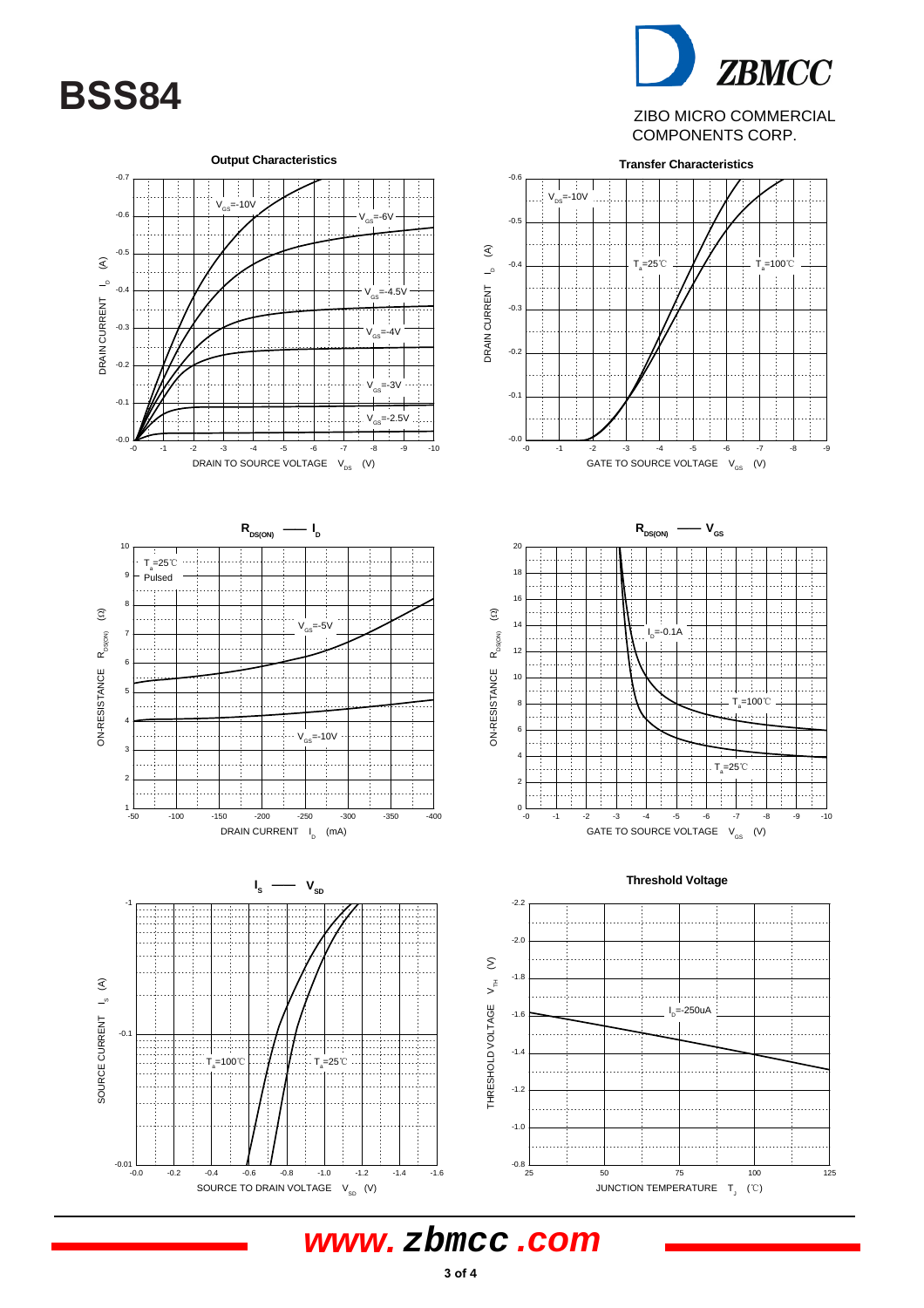# BSS84

ZIBO MICRO COMMERCIAL COMPONENTS CORP.

**Output Characteristics**

DRAIN CURRENT $I_D$ (A) vs DRAIN TO SOURCE VOLTAGE $V_{DS}$ (V)

$V_{GS}$=-10V, $V_{GS}$=-6V, $V_{GS}$=-4.5V, $V_{GS}$=-4V, $V_{GS}$=-3V, $V_{GS}$=-2.5V

**Transfer Characteristics**

DRAIN CURRENT $I_D$ (A) vs GATE TO SOURCE VOLTAGE $V_{GS}$ (V)

$V_{DS}$=-10V, $T_a$=25℃, $T_a$=100℃

**$R_{DS(ON)}$ —— $I_D$**

ON-RESISTANCE $R_{DS(ON)}$ (Ω) vs DRAIN CURRENT $I_D$ (mA)

$T_a$=25℃, Pulsed, $V_{GS}$=-5V, $V_{GS}$=-10V

**$R_{DS(ON)}$ —— $V_{GS}$**

ON-RESISTANCE $R_{DS(ON)}$ (Ω) vs GATE TO SOURCE VOLTAGE $V_{GS}$ (V)

$I_D$=-0.1A, $T_a$=100℃, $T_a$=25℃

**$I_S$ —— $V_{SD}$**

SOURCE CURRENT $I_S$ (A) vs SOURCE TO DRAIN VOLTAGE $V_{SD}$ (V)

$T_a$=100℃, $T_a$=25℃

**Threshold Voltage**

THRESHOLD VOLTAGE $V_{TH}$ (V) vs JUNCTION TEMPERATURE $T_J$ (℃)

$I_D$=-250uA

*www.zbmcc.com*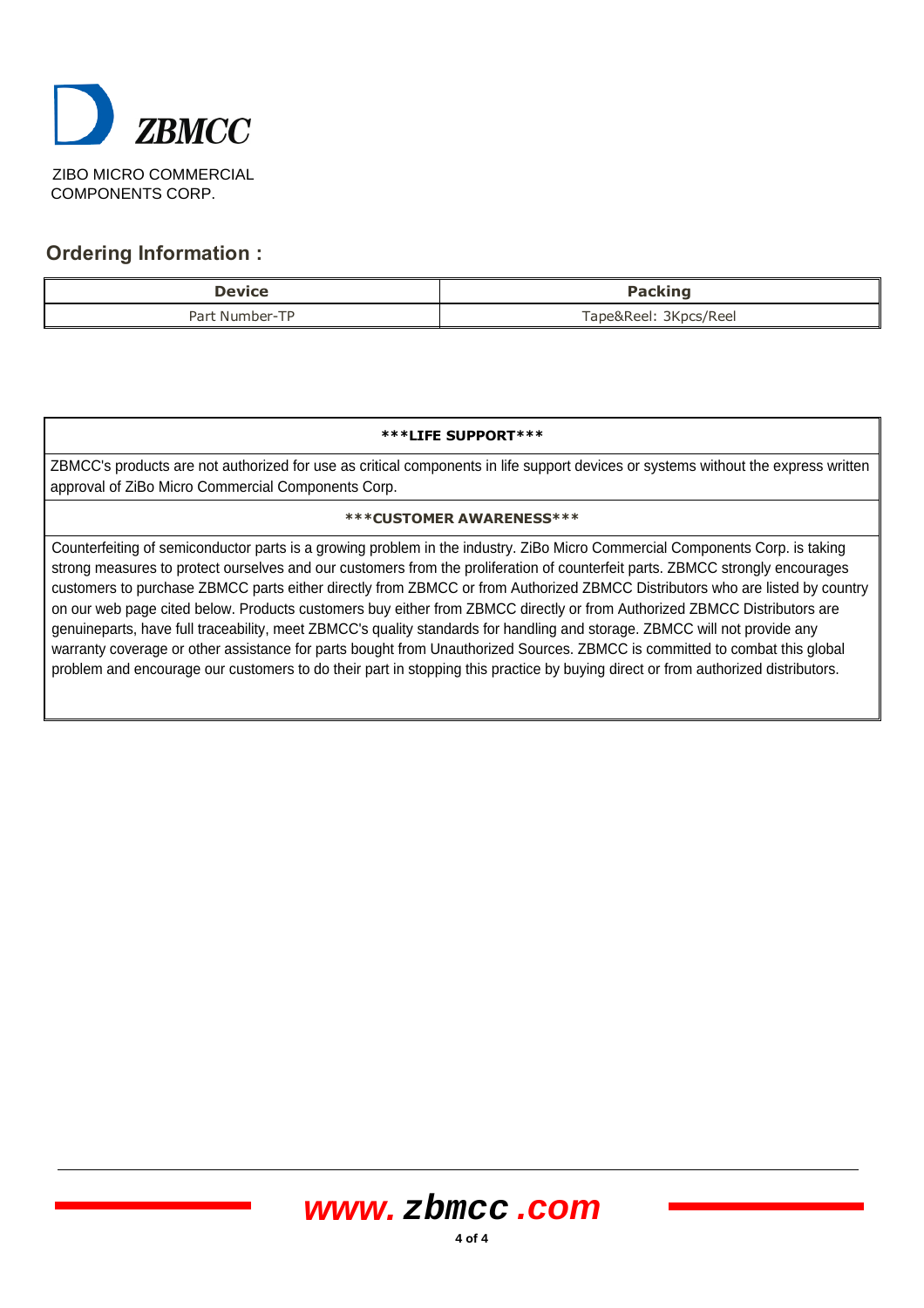ZBMCC

ZIBO MICRO COMMERCIAL COMPONENTS CORP.

## Ordering Information :

| Device | Packing |
|---|---|
| Part Number-TP | Tape&Reel: 3Kpcs/Reel |

| ***LIFE SUPPORT*** |
|---|
| ZBMCC's products are not authorized for use as critical components in life support devices or systems without the express written approval of ZiBo Micro Commercial Components Corp. |
| ***CUSTOMER AWARENESS*** |
| Counterfeiting of semiconductor parts is a growing problem in the industry. ZiBo Micro Commercial Components Corp. is taking strong measures to protect ourselves and our customers from the proliferation of counterfeit parts. ZBMCC strongly encourages customers to purchase ZBMCC parts either directly from ZBMCC or from Authorized ZBMCC Distributors who are listed by country on our web page cited below. Products customers buy either from ZBMCC directly or from Authorized ZBMCC Distributors are genuineparts, have full traceability, meet ZBMCC's quality standards for handling and storage. ZBMCC will not provide any warranty coverage or other assistance for parts bought from Unauthorized Sources. ZBMCC is committed to combat this global problem and encourage our customers to do their part in stopping this practice by buying direct or from authorized distributors. |

www.zbmcc.com